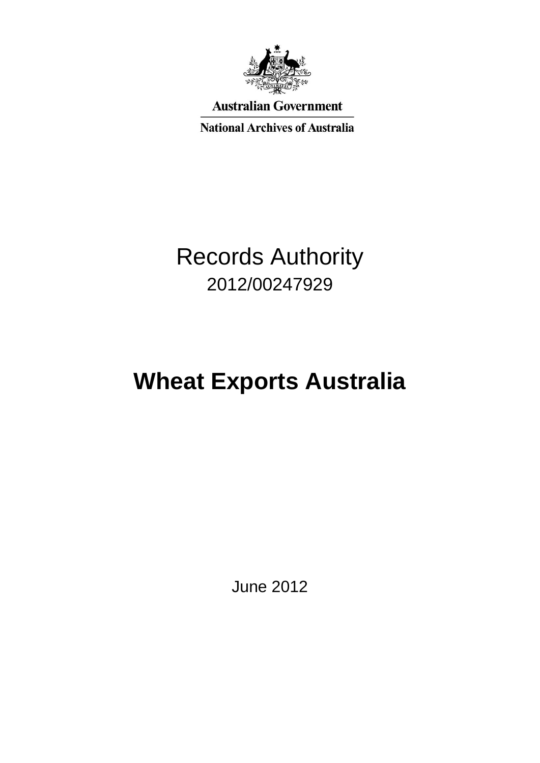Australian Government

National Archives of Australia

# Records Authority

2012/00247929

# Wheat Exports Australia

June 2012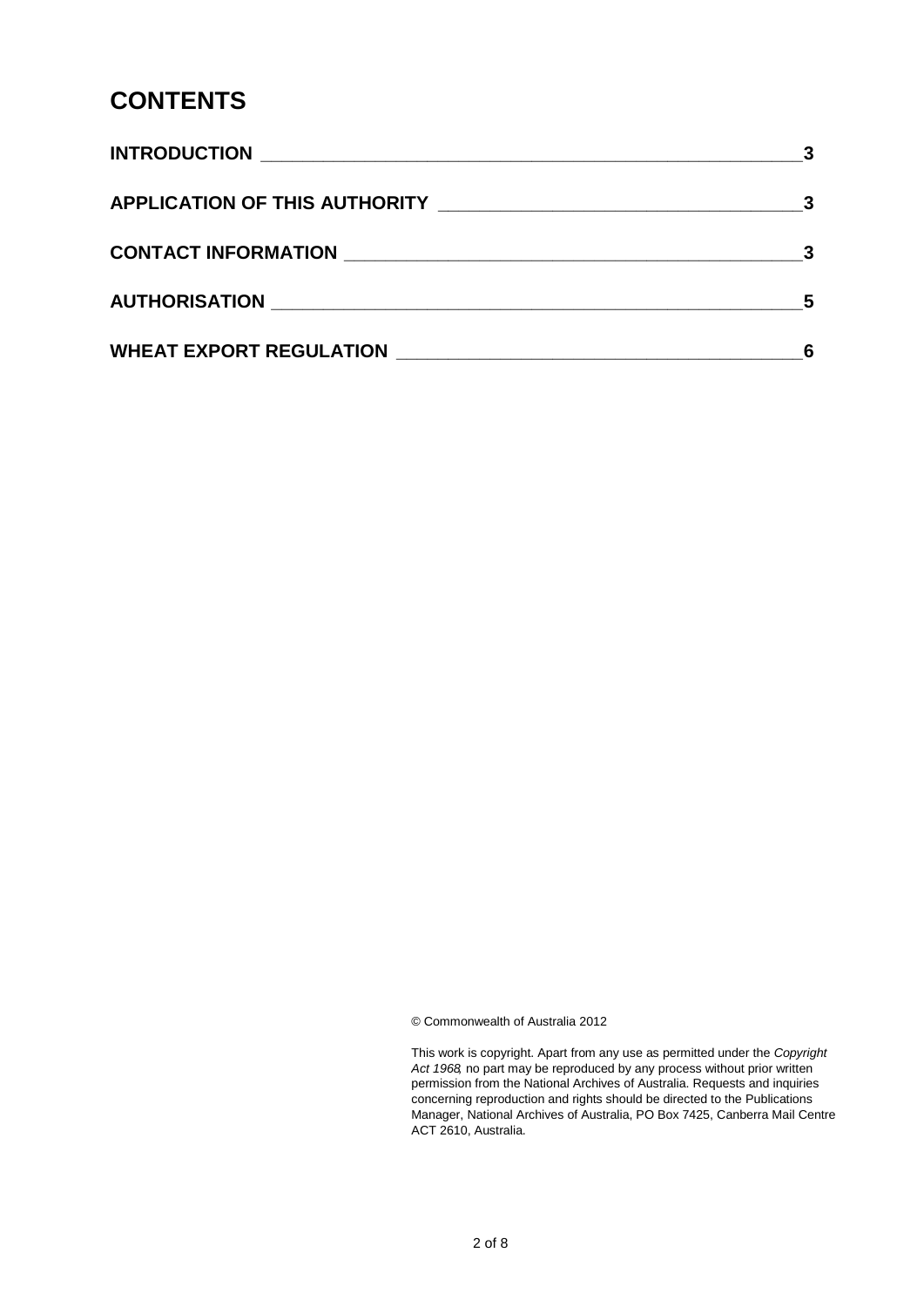# CONTENTS

**INTRODUCTION** ______ 3

**APPLICATION OF THIS AUTHORITY** ______ 3

**CONTACT INFORMATION** ______ 3

**AUTHORISATION** ______ 5

**WHEAT EXPORT REGULATION** ______ 6

© Commonwealth of Australia 2012

This work is copyright. Apart from any use as permitted under the *Copyright Act 1968*, no part may be reproduced by any process without prior written permission from the National Archives of Australia. Requests and inquiries concerning reproduction and rights should be directed to the Publications Manager, National Archives of Australia, PO Box 7425, Canberra Mail Centre ACT 2610, Australia.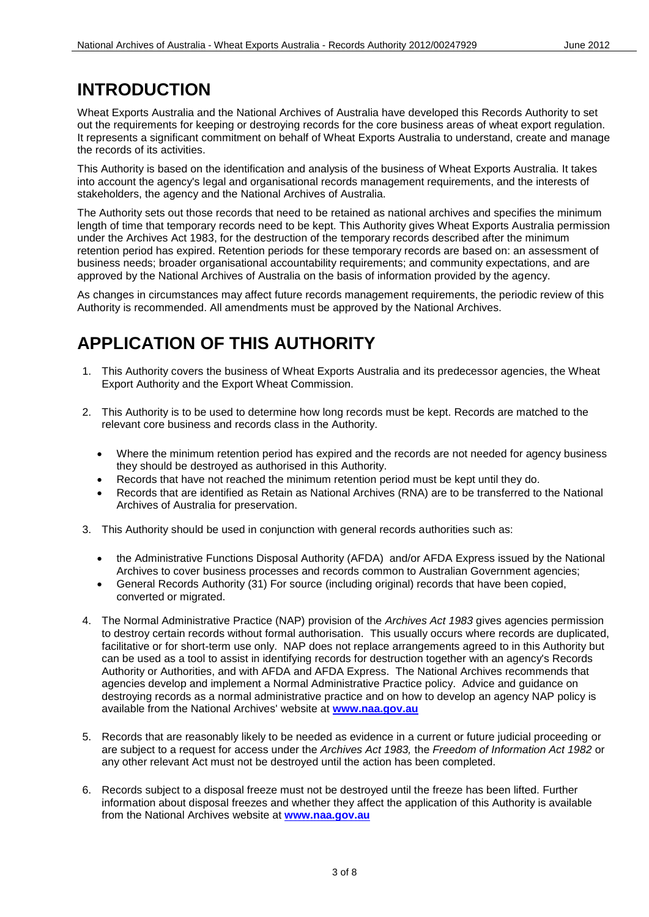# INTRODUCTION

Wheat Exports Australia and the National Archives of Australia have developed this Records Authority to set out the requirements for keeping or destroying records for the core business areas of wheat export regulation. It represents a significant commitment on behalf of Wheat Exports Australia to understand, create and manage the records of its activities.

This Authority is based on the identification and analysis of the business of Wheat Exports Australia. It takes into account the agency's legal and organisational records management requirements, and the interests of stakeholders, the agency and the National Archives of Australia.

The Authority sets out those records that need to be retained as national archives and specifies the minimum length of time that temporary records need to be kept. This Authority gives Wheat Exports Australia permission under the Archives Act 1983, for the destruction of the temporary records described after the minimum retention period has expired. Retention periods for these temporary records are based on: an assessment of business needs; broader organisational accountability requirements; and community expectations, and are approved by the National Archives of Australia on the basis of information provided by the agency.

As changes in circumstances may affect future records management requirements, the periodic review of this Authority is recommended. All amendments must be approved by the National Archives.

# APPLICATION OF THIS AUTHORITY

1. This Authority covers the business of Wheat Exports Australia and its predecessor agencies, the Wheat Export Authority and the Export Wheat Commission.

2. This Authority is to be used to determine how long records must be kept. Records are matched to the relevant core business and records class in the Authority.

   - Where the minimum retention period has expired and the records are not needed for agency business they should be destroyed as authorised in this Authority.
   - Records that have not reached the minimum retention period must be kept until they do.
   - Records that are identified as Retain as National Archives (RNA) are to be transferred to the National Archives of Australia for preservation.

3. This Authority should be used in conjunction with general records authorities such as:

   - the Administrative Functions Disposal Authority (AFDA) and/or AFDA Express issued by the National Archives to cover business processes and records common to Australian Government agencies;
   - General Records Authority (31) For source (including original) records that have been copied, converted or migrated.

4. The Normal Administrative Practice (NAP) provision of the *Archives Act 1983* gives agencies permission to destroy certain records without formal authorisation. This usually occurs where records are duplicated, facilitative or for short-term use only. NAP does not replace arrangements agreed to in this Authority but can be used as a tool to assist in identifying records for destruction together with an agency's Records Authority or Authorities, and with AFDA and AFDA Express. The National Archives recommends that agencies develop and implement a Normal Administrative Practice policy. Advice and guidance on destroying records as a normal administrative practice and on how to develop an agency NAP policy is available from the National Archives' website at **www.naa.gov.au**

5. Records that are reasonably likely to be needed as evidence in a current or future judicial proceeding or are subject to a request for access under the *Archives Act 1983,* the *Freedom of Information Act 1982* or any other relevant Act must not be destroyed until the action has been completed.

6. Records subject to a disposal freeze must not be destroyed until the freeze has been lifted. Further information about disposal freezes and whether they affect the application of this Authority is available from the National Archives website at **www.naa.gov.au**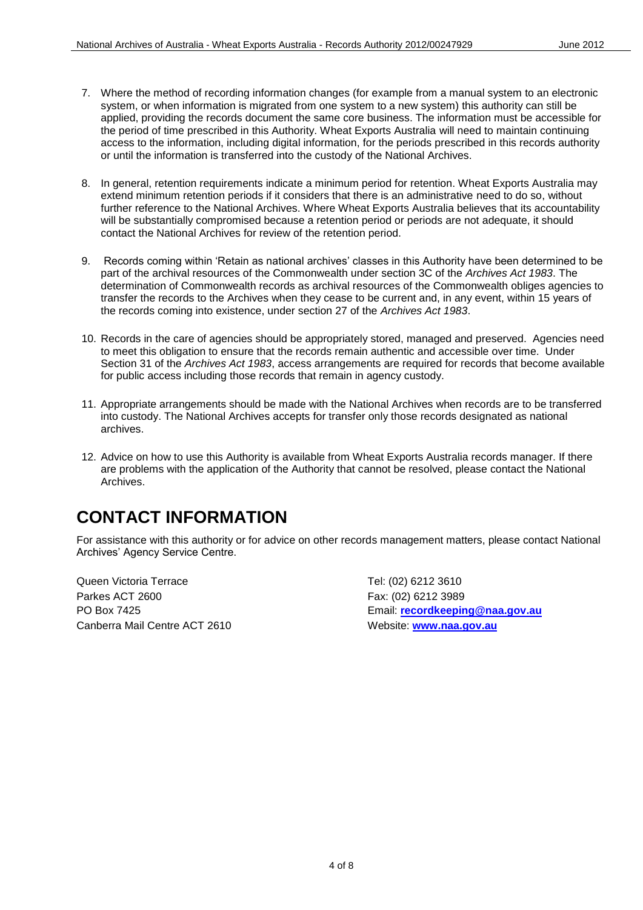7. Where the method of recording information changes (for example from a manual system to an electronic system, or when information is migrated from one system to a new system) this authority can still be applied, providing the records document the same core business. The information must be accessible for the period of time prescribed in this Authority. Wheat Exports Australia will need to maintain continuing access to the information, including digital information, for the periods prescribed in this records authority or until the information is transferred into the custody of the National Archives.

8. In general, retention requirements indicate a minimum period for retention. Wheat Exports Australia may extend minimum retention periods if it considers that there is an administrative need to do so, without further reference to the National Archives. Where Wheat Exports Australia believes that its accountability will be substantially compromised because a retention period or periods are not adequate, it should contact the National Archives for review of the retention period.

9. Records coming within 'Retain as national archives' classes in this Authority have been determined to be part of the archival resources of the Commonwealth under section 3C of the *Archives Act 1983*. The determination of Commonwealth records as archival resources of the Commonwealth obliges agencies to transfer the records to the Archives when they cease to be current and, in any event, within 15 years of the records coming into existence, under section 27 of the *Archives Act 1983*.

10. Records in the care of agencies should be appropriately stored, managed and preserved. Agencies need to meet this obligation to ensure that the records remain authentic and accessible over time. Under Section 31 of the *Archives Act 1983*, access arrangements are required for records that become available for public access including those records that remain in agency custody.

11. Appropriate arrangements should be made with the National Archives when records are to be transferred into custody. The National Archives accepts for transfer only those records designated as national archives.

12. Advice on how to use this Authority is available from Wheat Exports Australia records manager. If there are problems with the application of the Authority that cannot be resolved, please contact the National Archives.

# CONTACT INFORMATION

For assistance with this authority or for advice on other records management matters, please contact National Archives' Agency Service Centre.

Queen Victoria Terrace
Parkes ACT 2600
PO Box 7425
Canberra Mail Centre ACT 2610

Tel: (02) 6212 3610
Fax: (02) 6212 3989
Email: **recordkeeping@naa.gov.au**
Website: **www.naa.gov.au**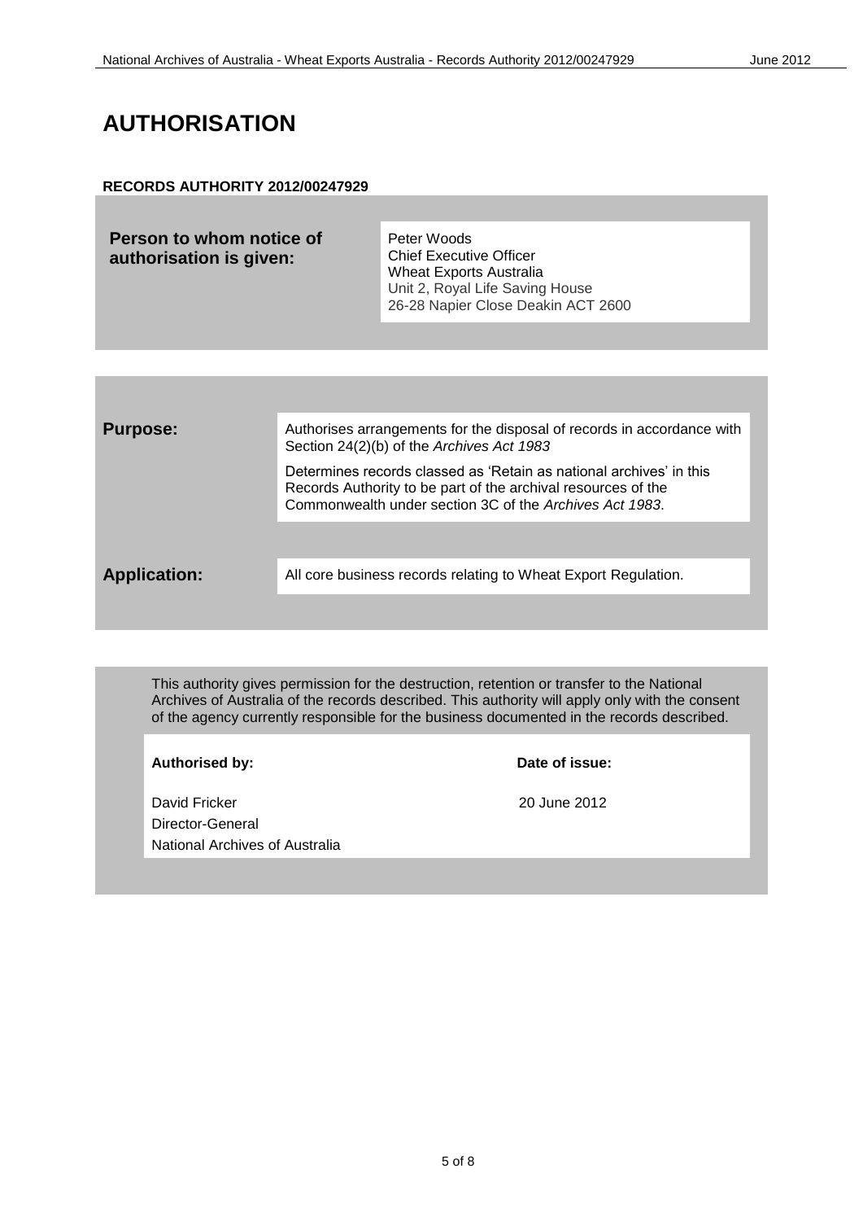# AUTHORISATION

**RECORDS AUTHORITY 2012/00247929**

| **Person to whom notice of authorisation is given:** | Peter Woods<br>Chief Executive Officer<br>Wheat Exports Australia<br>Unit 2, Royal Life Saving House<br>26-28 Napier Close Deakin ACT 2600 |
|---|---|

| | |
|---|---|
| **Purpose:** | Authorises arrangements for the disposal of records in accordance with Section 24(2)(b) of the *Archives Act 1983*<br><br>Determines records classed as 'Retain as national archives' in this Records Authority to be part of the archival resources of the Commonwealth under section 3C of the *Archives Act 1983*. |
| **Application:** | All core business records relating to Wheat Export Regulation. |

This authority gives permission for the destruction, retention or transfer to the National Archives of Australia of the records described. This authority will apply only with the consent of the agency currently responsible for the business documented in the records described.

| **Authorised by:** | **Date of issue:** |
|---|---|
| David Fricker<br>Director-General<br>National Archives of Australia | 20 June 2012 |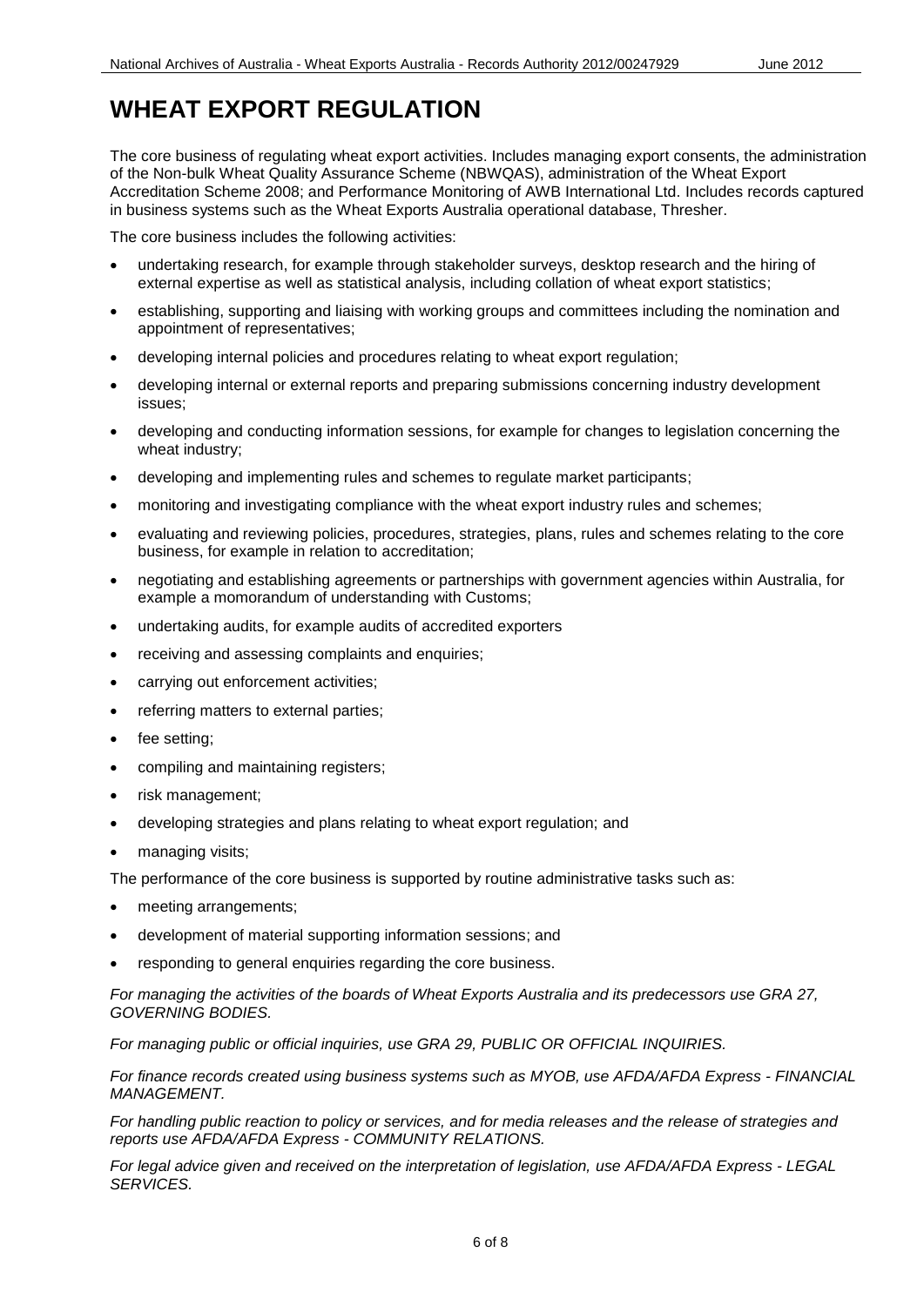# WHEAT EXPORT REGULATION

The core business of regulating wheat export activities. Includes managing export consents, the administration of the Non-bulk Wheat Quality Assurance Scheme (NBWQAS), administration of the Wheat Export Accreditation Scheme 2008; and Performance Monitoring of AWB International Ltd. Includes records captured in business systems such as the Wheat Exports Australia operational database, Thresher.

The core business includes the following activities:

- undertaking research, for example through stakeholder surveys, desktop research and the hiring of external expertise as well as statistical analysis, including collation of wheat export statistics;
- establishing, supporting and liaising with working groups and committees including the nomination and appointment of representatives;
- developing internal policies and procedures relating to wheat export regulation;
- developing internal or external reports and preparing submissions concerning industry development issues;
- developing and conducting information sessions, for example for changes to legislation concerning the wheat industry;
- developing and implementing rules and schemes to regulate market participants;
- monitoring and investigating compliance with the wheat export industry rules and schemes;
- evaluating and reviewing policies, procedures, strategies, plans, rules and schemes relating to the core business, for example in relation to accreditation;
- negotiating and establishing agreements or partnerships with government agencies within Australia, for example a momorandum of understanding with Customs;
- undertaking audits, for example audits of accredited exporters
- receiving and assessing complaints and enquiries;
- carrying out enforcement activities;
- referring matters to external parties;
- fee setting;
- compiling and maintaining registers;
- risk management;
- developing strategies and plans relating to wheat export regulation; and
- managing visits;

The performance of the core business is supported by routine administrative tasks such as:

- meeting arrangements;
- development of material supporting information sessions; and
- responding to general enquiries regarding the core business.

*For managing the activities of the boards of Wheat Exports Australia and its predecessors use GRA 27, GOVERNING BODIES.*

*For managing public or official inquiries, use GRA 29, PUBLIC OR OFFICIAL INQUIRIES.*

*For finance records created using business systems such as MYOB, use AFDA/AFDA Express - FINANCIAL MANAGEMENT.*

*For handling public reaction to policy or services, and for media releases and the release of strategies and reports use AFDA/AFDA Express - COMMUNITY RELATIONS.*

*For legal advice given and received on the interpretation of legislation, use AFDA/AFDA Express - LEGAL SERVICES.*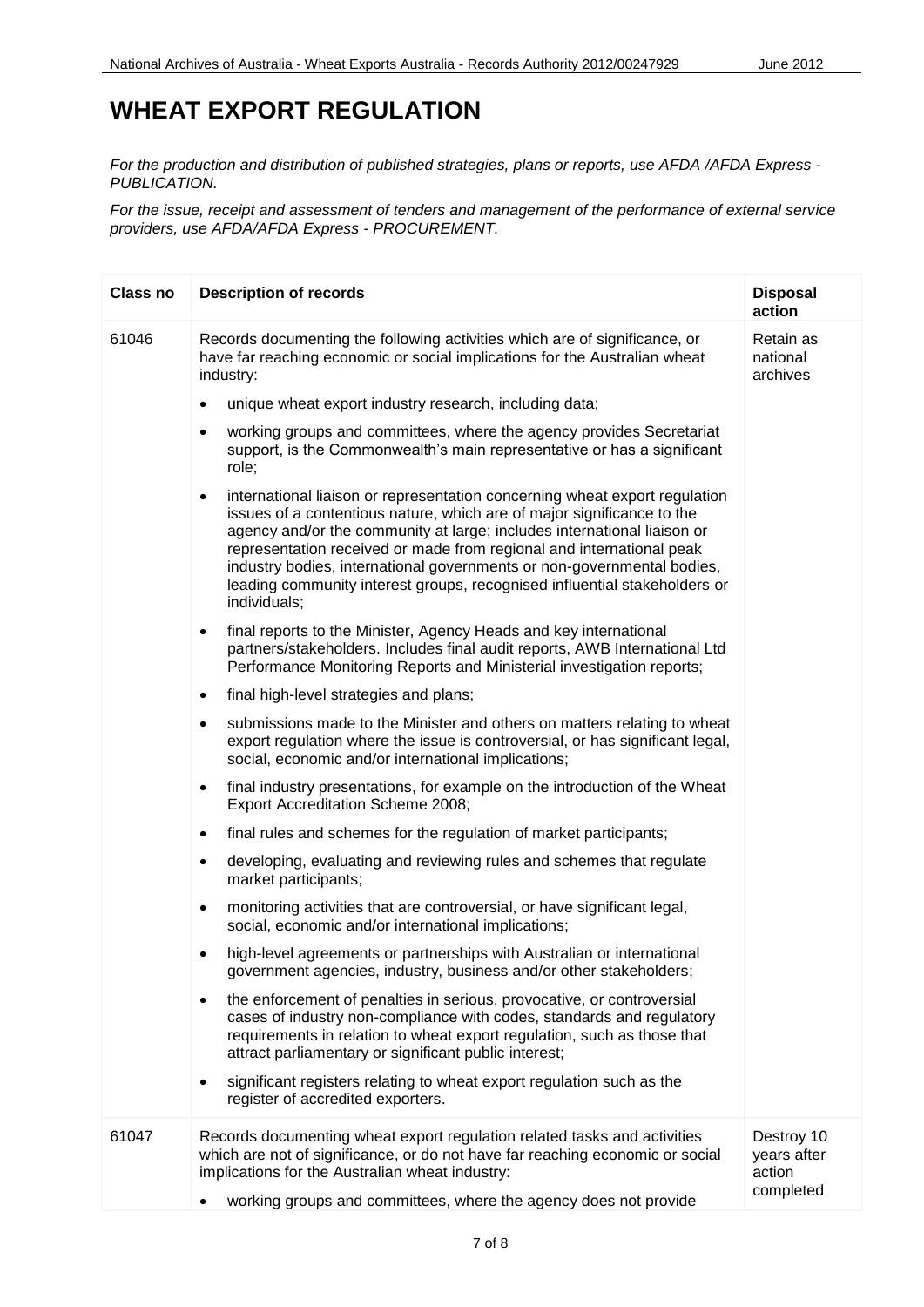# WHEAT EXPORT REGULATION

*For the production and distribution of published strategies, plans or reports, use AFDA /AFDA Express - PUBLICATION.*

*For the issue, receipt and assessment of tenders and management of the performance of external service providers, use AFDA/AFDA Express - PROCUREMENT.*

| Class no | Description of records | Disposal action |
|---|---|---|
| 61046 | Records documenting the following activities which are of significance, or have far reaching economic or social implications for the Australian wheat industry:<br>• unique wheat export industry research, including data;<br>• working groups and committees, where the agency provides Secretariat support, is the Commonwealth's main representative or has a significant role;<br>• international liaison or representation concerning wheat export regulation issues of a contentious nature, which are of major significance to the agency and/or the community at large; includes international liaison or representation received or made from regional and international peak industry bodies, international governments or non-governmental bodies, leading community interest groups, recognised influential stakeholders or individuals;<br>• final reports to the Minister, Agency Heads and key international partners/stakeholders. Includes final audit reports, AWB International Ltd Performance Monitoring Reports and Ministerial investigation reports;<br>• final high-level strategies and plans;<br>• submissions made to the Minister and others on matters relating to wheat export regulation where the issue is controversial, or has significant legal, social, economic and/or international implications;<br>• final industry presentations, for example on the introduction of the Wheat Export Accreditation Scheme 2008;<br>• final rules and schemes for the regulation of market participants;<br>• developing, evaluating and reviewing rules and schemes that regulate market participants;<br>• monitoring activities that are controversial, or have significant legal, social, economic and/or international implications;<br>• high-level agreements or partnerships with Australian or international government agencies, industry, business and/or other stakeholders;<br>• the enforcement of penalties in serious, provocative, or controversial cases of industry non-compliance with codes, standards and regulatory requirements in relation to wheat export regulation, such as those that attract parliamentary or significant public interest;<br>• significant registers relating to wheat export regulation such as the register of accredited exporters. | Retain as national archives |
| 61047 | Records documenting wheat export regulation related tasks and activities which are not of significance, or do not have far reaching economic or social implications for the Australian wheat industry:<br>• working groups and committees, where the agency does not provide | Destroy 10 years after action completed |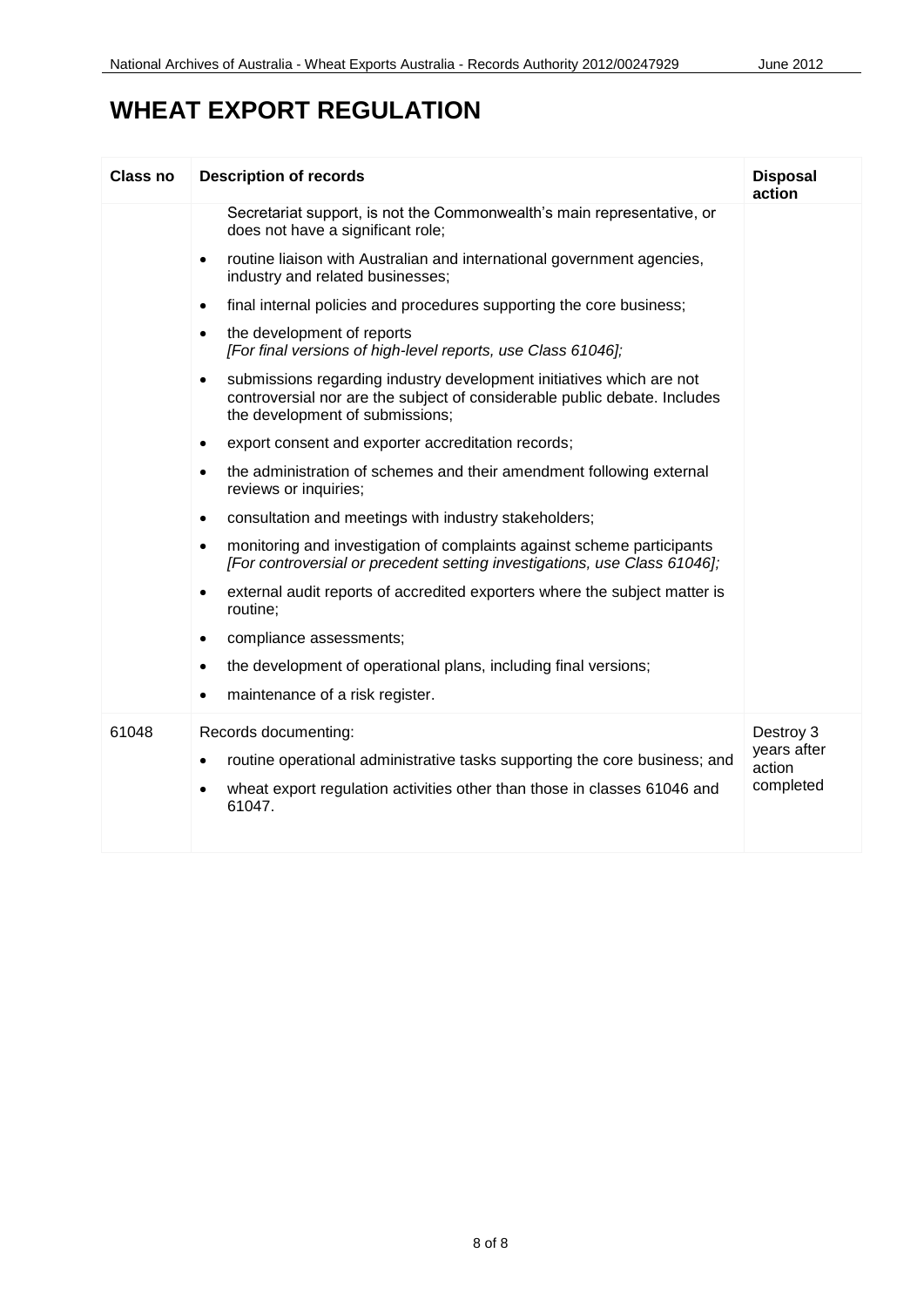# WHEAT EXPORT REGULATION

| Class no | Description of records | Disposal action |
|---|---|---|
| | Secretariat support, is not the Commonwealth's main representative, or does not have a significant role;<br>• routine liaison with Australian and international government agencies, industry and related businesses;<br>• final internal policies and procedures supporting the core business;<br>• the development of reports *[For final versions of high-level reports, use Class 61046];*<br>• submissions regarding industry development initiatives which are not controversial nor are the subject of considerable public debate. Includes the development of submissions;<br>• export consent and exporter accreditation records;<br>• the administration of schemes and their amendment following external reviews or inquiries;<br>• consultation and meetings with industry stakeholders;<br>• monitoring and investigation of complaints against scheme participants *[For controversial or precedent setting investigations, use Class 61046];*<br>• external audit reports of accredited exporters where the subject matter is routine;<br>• compliance assessments;<br>• the development of operational plans, including final versions;<br>• maintenance of a risk register. | |
| 61048 | Records documenting:<br>• routine operational administrative tasks supporting the core business; and<br>• wheat export regulation activities other than those in classes 61046 and 61047. | Destroy 3 years after action completed |